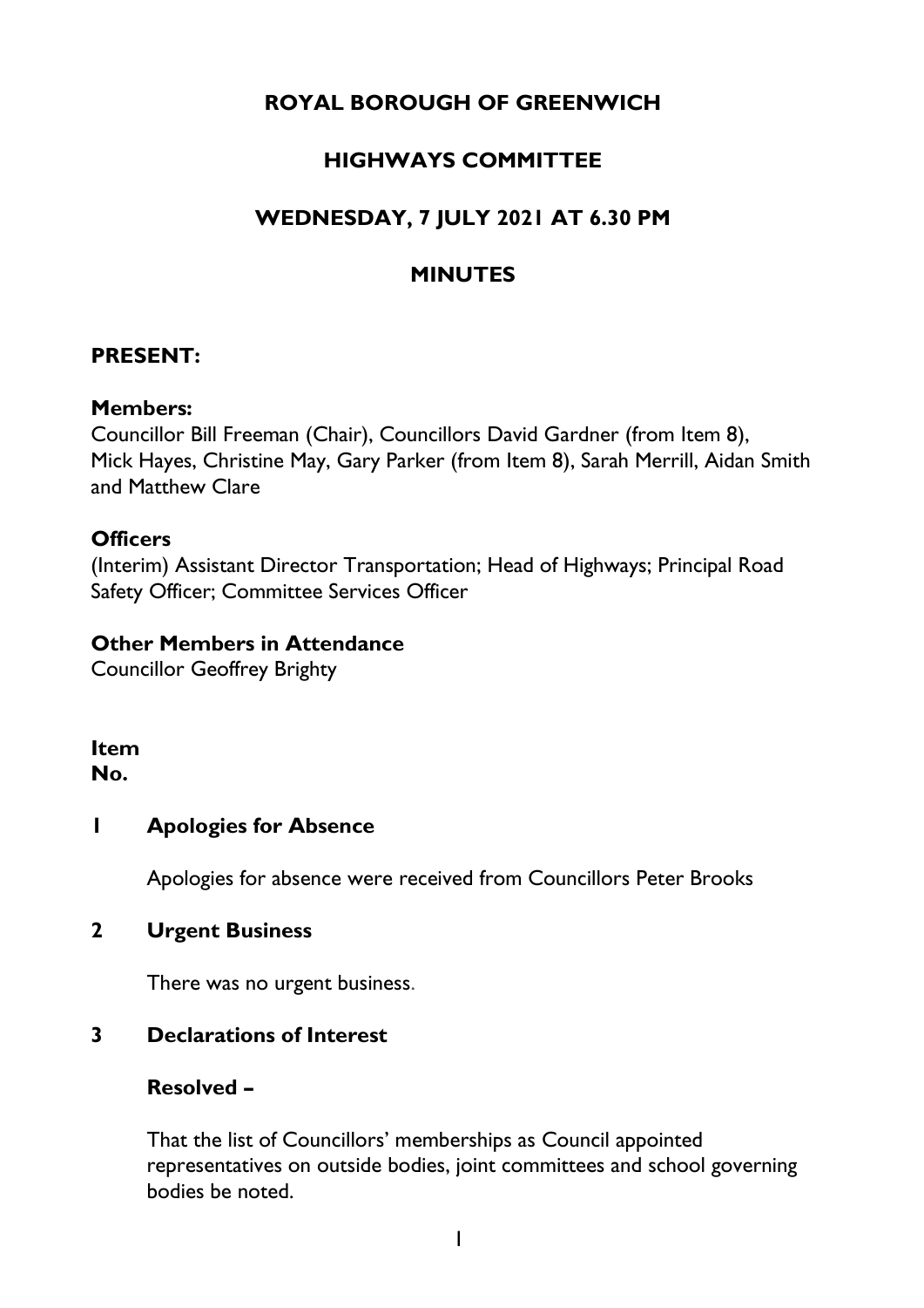# ROYAL BOROUGH OF GREENWICH

## HIGHWAYS COMMITTEE

## WEDNESDAY, 7 JULY 2021 AT 6.30 PM

## MINUTES

### PRESENT:

**Members:**
Councillor Bill Freeman (Chair), Councillors David Gardner (from Item 8), Mick Hayes, Christine May, Gary Parker (from Item 8), Sarah Merrill, Aidan Smith and Matthew Clare

**Officers**
(Interim) Assistant Director Transportation; Head of Highways; Principal Road Safety Officer; Committee Services Officer

**Other Members in Attendance**
Councillor Geoffrey Brighty

**Item No.**

**1 Apologies for Absence**

Apologies for absence were received from Councillors Peter Brooks

**2 Urgent Business**

There was no urgent business.

**3 Declarations of Interest**

**Resolved –**

That the list of Councillors' memberships as Council appointed representatives on outside bodies, joint committees and school governing bodies be noted.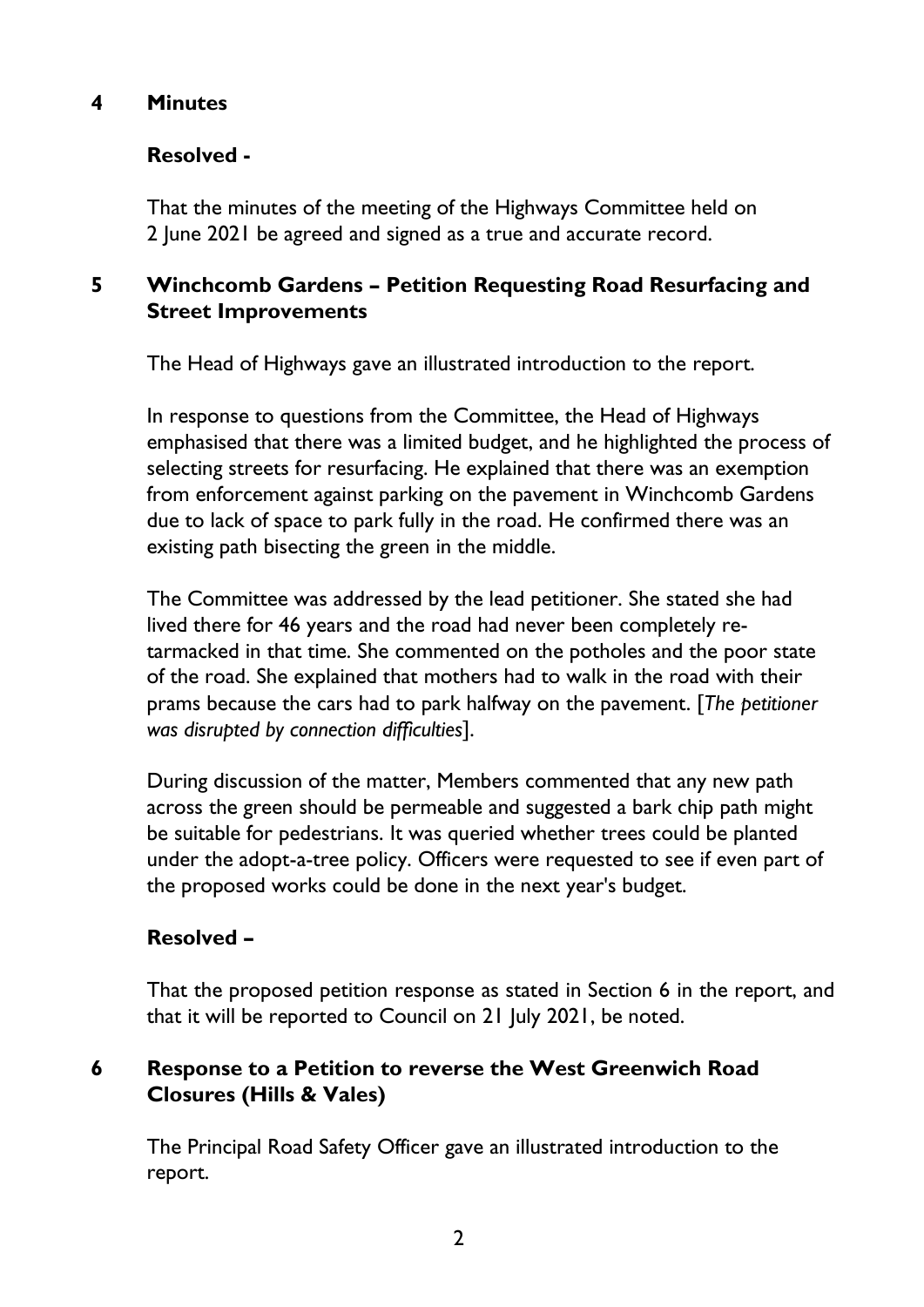## 4 Minutes

**Resolved -**

That the minutes of the meeting of the Highways Committee held on 2 June 2021 be agreed and signed as a true and accurate record.

## 5 Winchcomb Gardens – Petition Requesting Road Resurfacing and Street Improvements

The Head of Highways gave an illustrated introduction to the report.

In response to questions from the Committee, the Head of Highways emphasised that there was a limited budget, and he highlighted the process of selecting streets for resurfacing. He explained that there was an exemption from enforcement against parking on the pavement in Winchcomb Gardens due to lack of space to park fully in the road. He confirmed there was an existing path bisecting the green in the middle.

The Committee was addressed by the lead petitioner. She stated she had lived there for 46 years and the road had never been completely re-tarmacked in that time. She commented on the potholes and the poor state of the road. She explained that mothers had to walk in the road with their prams because the cars had to park halfway on the pavement. [*The petitioner was disrupted by connection difficulties*].

During discussion of the matter, Members commented that any new path across the green should be permeable and suggested a bark chip path might be suitable for pedestrians. It was queried whether trees could be planted under the adopt-a-tree policy. Officers were requested to see if even part of the proposed works could be done in the next year's budget.

**Resolved –**

That the proposed petition response as stated in Section 6 in the report, and that it will be reported to Council on 21 July 2021, be noted.

## 6 Response to a Petition to reverse the West Greenwich Road Closures (Hills & Vales)

The Principal Road Safety Officer gave an illustrated introduction to the report.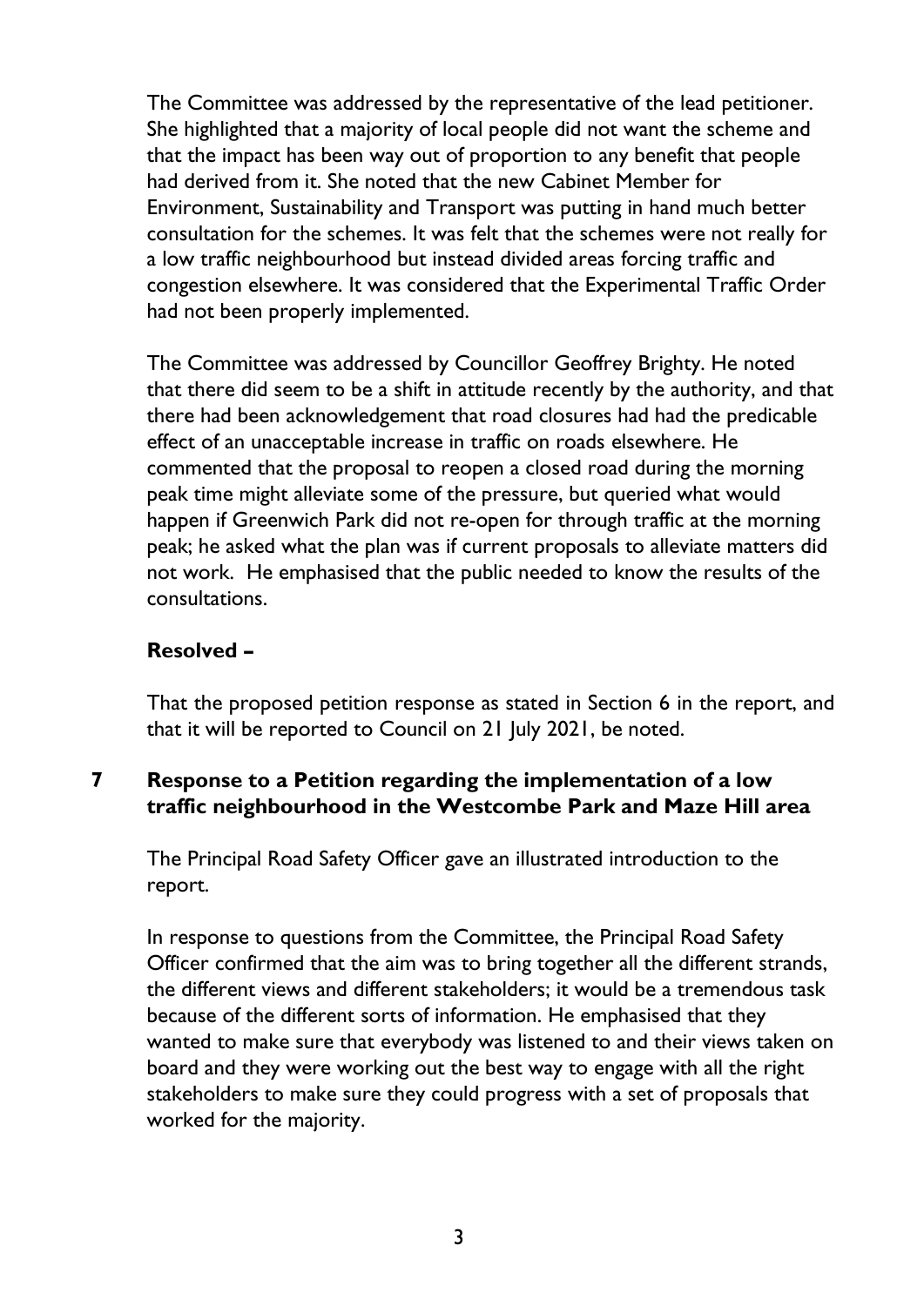The Committee was addressed by the representative of the lead petitioner. She highlighted that a majority of local people did not want the scheme and that the impact has been way out of proportion to any benefit that people had derived from it. She noted that the new Cabinet Member for Environment, Sustainability and Transport was putting in hand much better consultation for the schemes. It was felt that the schemes were not really for a low traffic neighbourhood but instead divided areas forcing traffic and congestion elsewhere. It was considered that the Experimental Traffic Order had not been properly implemented.

The Committee was addressed by Councillor Geoffrey Brighty. He noted that there did seem to be a shift in attitude recently by the authority, and that there had been acknowledgement that road closures had had the predicable effect of an unacceptable increase in traffic on roads elsewhere. He commented that the proposal to reopen a closed road during the morning peak time might alleviate some of the pressure, but queried what would happen if Greenwich Park did not re-open for through traffic at the morning peak; he asked what the plan was if current proposals to alleviate matters did not work. He emphasised that the public needed to know the results of the consultations.

**Resolved –**

That the proposed petition response as stated in Section 6 in the report, and that it will be reported to Council on 21 July 2021, be noted.

## 7 Response to a Petition regarding the implementation of a low traffic neighbourhood in the Westcombe Park and Maze Hill area

The Principal Road Safety Officer gave an illustrated introduction to the report.

In response to questions from the Committee, the Principal Road Safety Officer confirmed that the aim was to bring together all the different strands, the different views and different stakeholders; it would be a tremendous task because of the different sorts of information. He emphasised that they wanted to make sure that everybody was listened to and their views taken on board and they were working out the best way to engage with all the right stakeholders to make sure they could progress with a set of proposals that worked for the majority.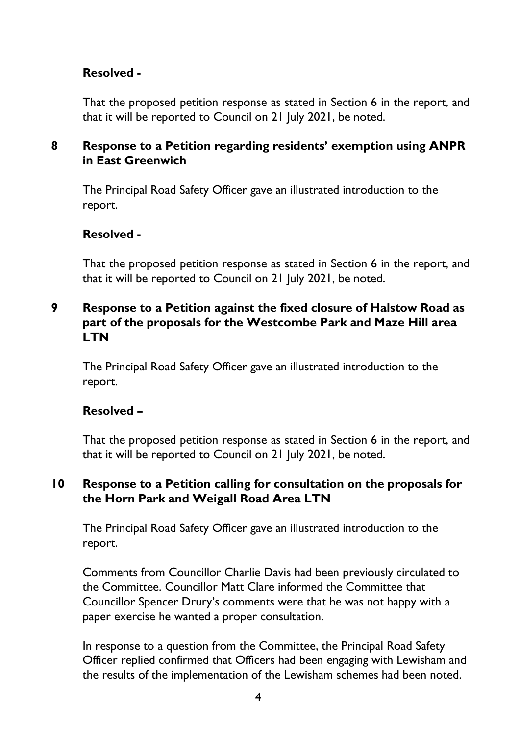**Resolved -**

That the proposed petition response as stated in Section 6 in the report, and that it will be reported to Council on 21 July 2021, be noted.

## 8 Response to a Petition regarding residents' exemption using ANPR in East Greenwich

The Principal Road Safety Officer gave an illustrated introduction to the report.

**Resolved -**

That the proposed petition response as stated in Section 6 in the report, and that it will be reported to Council on 21 July 2021, be noted.

## 9 Response to a Petition against the fixed closure of Halstow Road as part of the proposals for the Westcombe Park and Maze Hill area LTN

The Principal Road Safety Officer gave an illustrated introduction to the report.

**Resolved –**

That the proposed petition response as stated in Section 6 in the report, and that it will be reported to Council on 21 July 2021, be noted.

## 10 Response to a Petition calling for consultation on the proposals for the Horn Park and Weigall Road Area LTN

The Principal Road Safety Officer gave an illustrated introduction to the report.

Comments from Councillor Charlie Davis had been previously circulated to the Committee. Councillor Matt Clare informed the Committee that Councillor Spencer Drury's comments were that he was not happy with a paper exercise he wanted a proper consultation.

In response to a question from the Committee, the Principal Road Safety Officer replied confirmed that Officers had been engaging with Lewisham and the results of the implementation of the Lewisham schemes had been noted.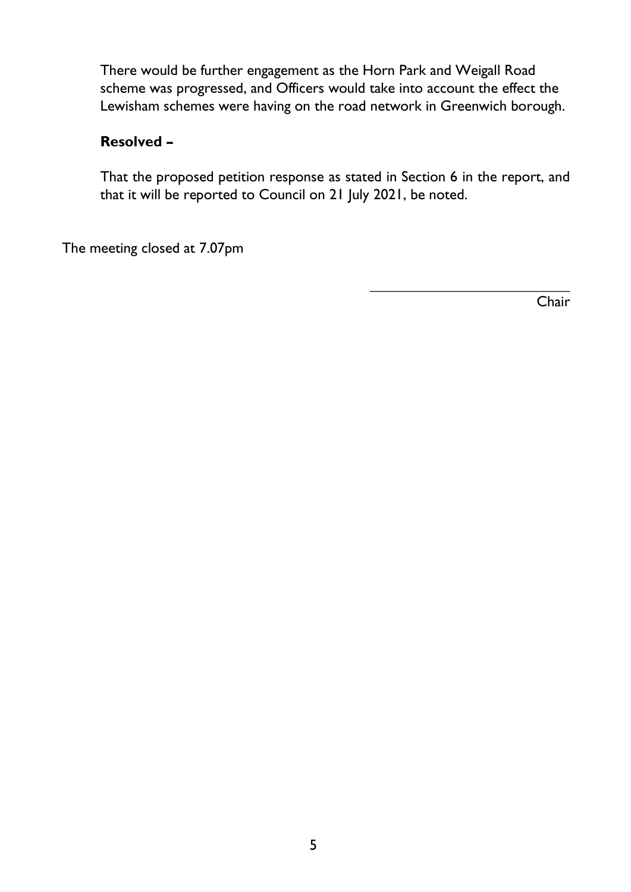There would be further engagement as the Horn Park and Weigall Road scheme was progressed, and Officers would take into account the effect the Lewisham schemes were having on the road network in Greenwich borough.

**Resolved –**

That the proposed petition response as stated in Section 6 in the report, and that it will be reported to Council on 21 July 2021, be noted.

The meeting closed at 7.07pm

\_\_\_\_\_\_\_\_\_\_\_\_\_\_\_\_\_\_\_\_\_\_\_\_\_\_\_

Chair